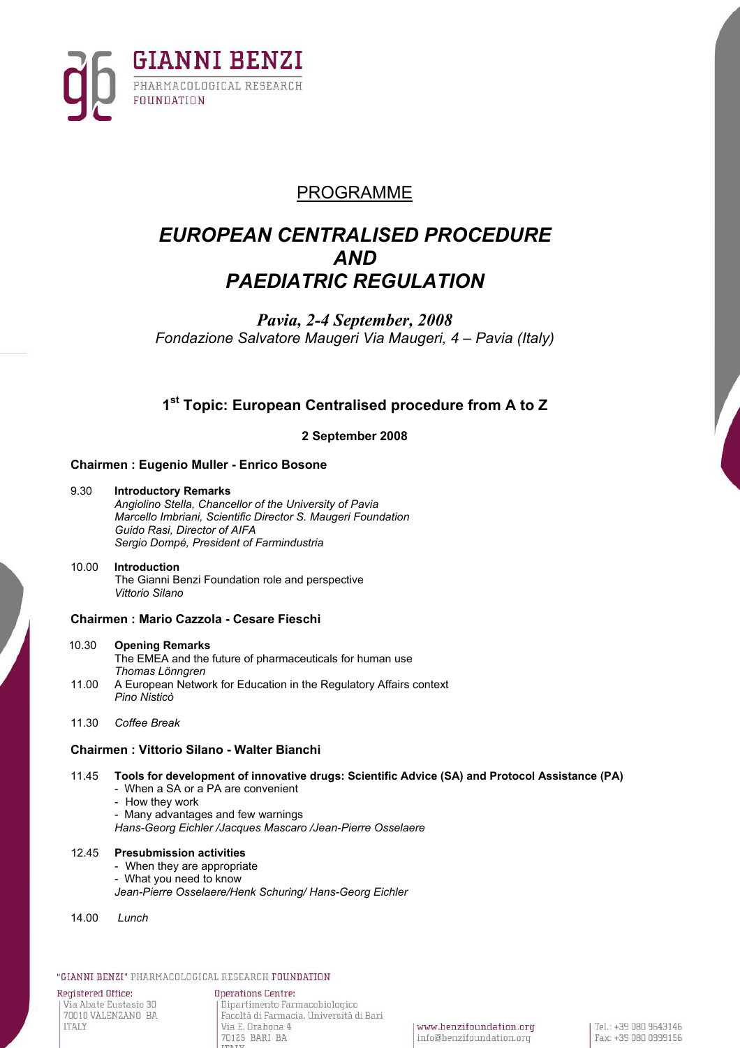GIANNI BENZI
PHARMACOLOGICAL RESEARCH
FOUNDATION

PROGRAMME

# *EUROPEAN CENTRALISED PROCEDURE AND PAEDIATRIC REGULATION*

***Pavia, 2-4 September, 2008***

*Fondazione Salvatore Maugeri Via Maugeri, 4 – Pavia (Italy)*

## 1st Topic: European Centralised procedure from A to Z

**2 September 2008**

**Chairmen : Eugenio Muller - Enrico Bosone**

9.30 **Introductory Remarks**
*Angiolino Stella, Chancellor of the University of Pavia*
*Marcello Imbriani, Scientific Director S. Maugeri Foundation*
*Guido Rasi, Director of AIFA*
*Sergio Dompé, President of Farmindustria*

10.00 **Introduction**
The Gianni Benzi Foundation role and perspective
*Vittorio Silano*

**Chairmen : Mario Cazzola - Cesare Fieschi**

10.30 **Opening Remarks**
The EMEA and the future of pharmaceuticals for human use
*Thomas Lönngren*

11.00 A European Network for Education in the Regulatory Affairs context
*Pino Nisticò*

11.30 *Coffee Break*

**Chairmen : Vittorio Silano - Walter Bianchi**

11.45 **Tools for development of innovative drugs: Scientific Advice (SA) and Protocol Assistance (PA)**
- When a SA or a PA are convenient
- How they work
- Many advantages and few warnings

*Hans-Georg Eichler /Jacques Mascaro /Jean-Pierre Osselaere*

12.45 **Presubmission activities**
- When they are appropriate
- What you need to know

*Jean-Pierre Osselaere/Henk Schuring/ Hans-Georg Eichler*

14.00 *Lunch*

"GIANNI BENZI" PHARMACOLOGICAL RESEARCH FOUNDATION

Registered Office:
Via Abate Eustasio 30
70010 VALENZANO BA
ITALY

Operations Centre:
Dipartimento Farmacobiologico
Facoltà di Farmacia, Università di Bari
Via E. Orabona 4
70125 BARI BA
ITALY

www.benzifoundation.org
info@benzifoundation.org

Tel.: +39 080 9643146
Fax: +39 080 0999156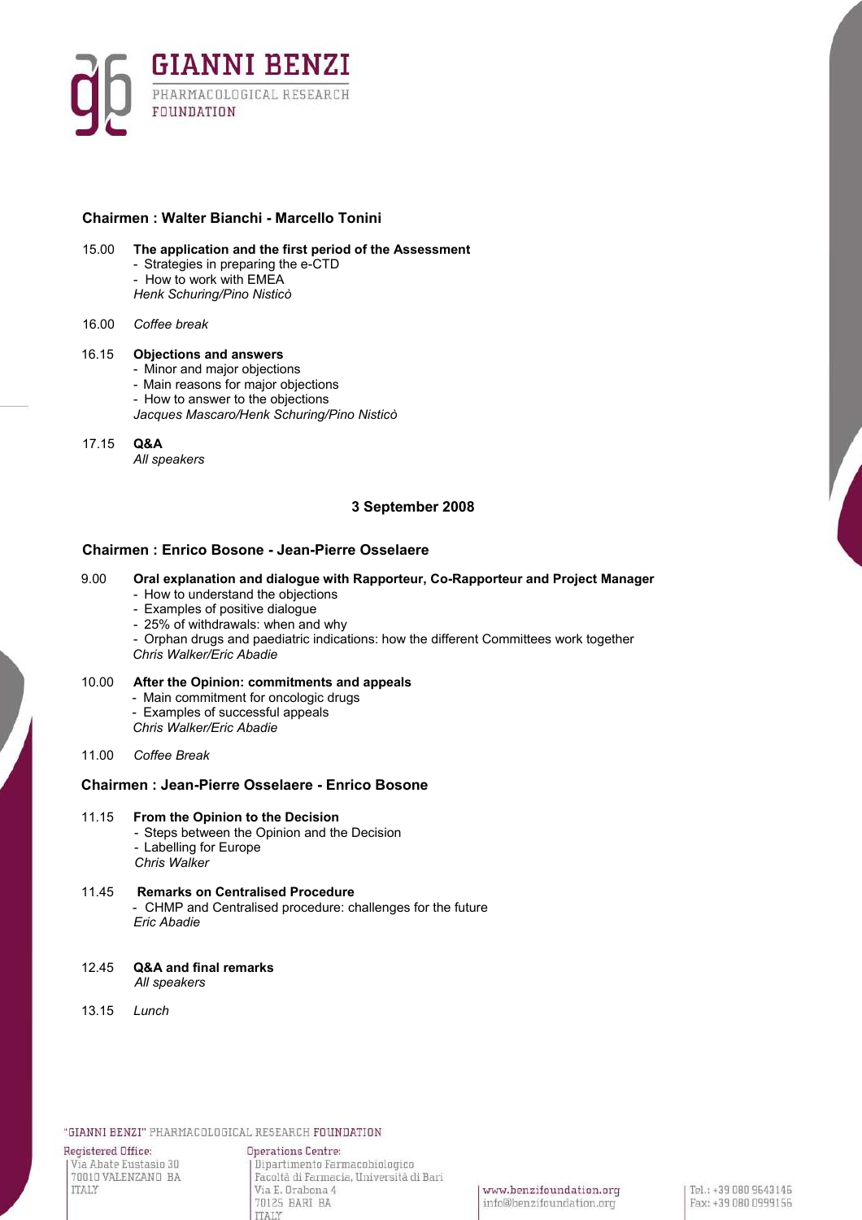**Chairmen : Walter Bianchi - Marcello Tonini**

15.00 **The application and the first period of the Assessment**
- Strategies in preparing the e-CTD
- How to work with EMEA

*Henk Schuring/Pino Nisticò*

16.00 *Coffee break*

16.15 **Objections and answers**
- Minor and major objections
- Main reasons for major objections
- How to answer to the objections

*Jacques Mascaro/Henk Schuring/Pino Nisticò*

17.15 **Q&A**
*All speakers*

## 3 September 2008

**Chairmen : Enrico Bosone - Jean-Pierre Osselaere**

9.00 **Oral explanation and dialogue with Rapporteur, Co-Rapporteur and Project Manager**
- How to understand the objections
- Examples of positive dialogue
- 25% of withdrawals: when and why
- Orphan drugs and paediatric indications: how the different Committees work together

*Chris Walker/Eric Abadie*

10.00 **After the Opinion: commitments and appeals**
- Main commitment for oncologic drugs
- Examples of successful appeals

*Chris Walker/Eric Abadie*

11.00 *Coffee Break*

**Chairmen : Jean-Pierre Osselaere - Enrico Bosone**

11.15 **From the Opinion to the Decision**
- Steps between the Opinion and the Decision
- Labelling for Europe

*Chris Walker*

11.45 **Remarks on Centralised Procedure**
- CHMP and Centralised procedure: challenges for the future

*Eric Abadie*

12.45 **Q&A and final remarks**
*All speakers*

13.15 *Lunch*

"GIANNI BENZI" PHARMACOLOGICAL RESEARCH FOUNDATION

Registered Office:
Via Abate Eustasio 30
70010 VALENZANO BA
ITALY

Operations Centre:
Dipartimento Farmacobiologico
Facoltà di Farmacia, Università di Bari
Via E. Orabona 4
70125 BARI BA
ITALY

www.benzifoundation.org
info@benzifoundation.org

Tel.: +39 080 9643146
Fax: +39 080 0999156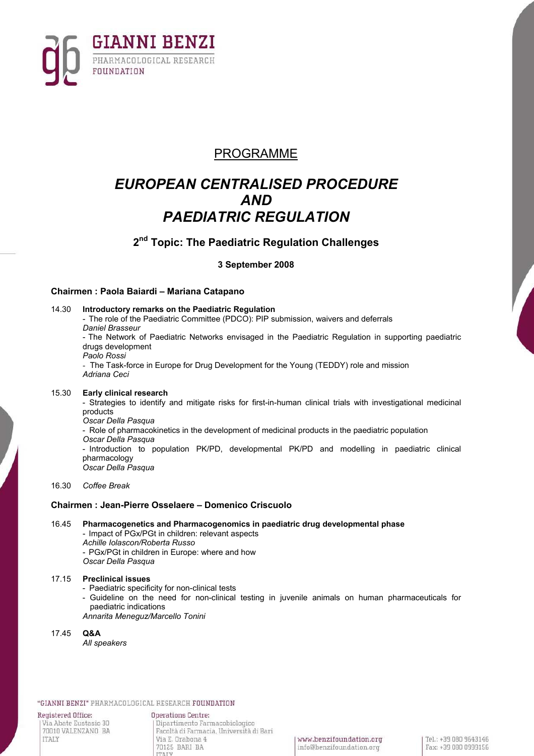# PROGRAMME

## *EUROPEAN CENTRALISED PROCEDURE AND PAEDIATRIC REGULATION*

### 2nd Topic: The Paediatric Regulation Challenges

**3 September 2008**

**Chairmen : Paola Baiardi – Mariana Catapano**

14.30 **Introductory remarks on the Paediatric Regulation**
- The role of the Paediatric Committee (PDCO): PIP submission, waivers and deferrals
*Daniel Brasseur*
- The Network of Paediatric Networks envisaged in the Paediatric Regulation in supporting paediatric drugs development
*Paolo Rossi*
- The Task-force in Europe for Drug Development for the Young (TEDDY) role and mission
*Adriana Ceci*

15.30 **Early clinical research**
- Strategies to identify and mitigate risks for first-in-human clinical trials with investigational medicinal products
*Oscar Della Pasqua*
- Role of pharmacokinetics in the development of medicinal products in the paediatric population
*Oscar Della Pasqua*
- Introduction to population PK/PD, developmental PK/PD and modelling in paediatric clinical pharmacology
*Oscar Della Pasqua*

16.30 *Coffee Break*

**Chairmen : Jean-Pierre Osselaere – Domenico Criscuolo**

16.45 **Pharmacogenetics and Pharmacogenomics in paediatric drug developmental phase**
- Impact of PGx/PGt in children: relevant aspects
*Achille Iolascon/Roberta Russo*
- PGx/PGt in children in Europe: where and how
*Oscar Della Pasqua*

17.15 **Preclinical issues**
- Paediatric specificity for non-clinical tests
- Guideline on the need for non-clinical testing in juvenile animals on human pharmaceuticals for paediatric indications
*Annarita Meneguz/Marcello Tonini*

17.45 **Q&A**
*All speakers*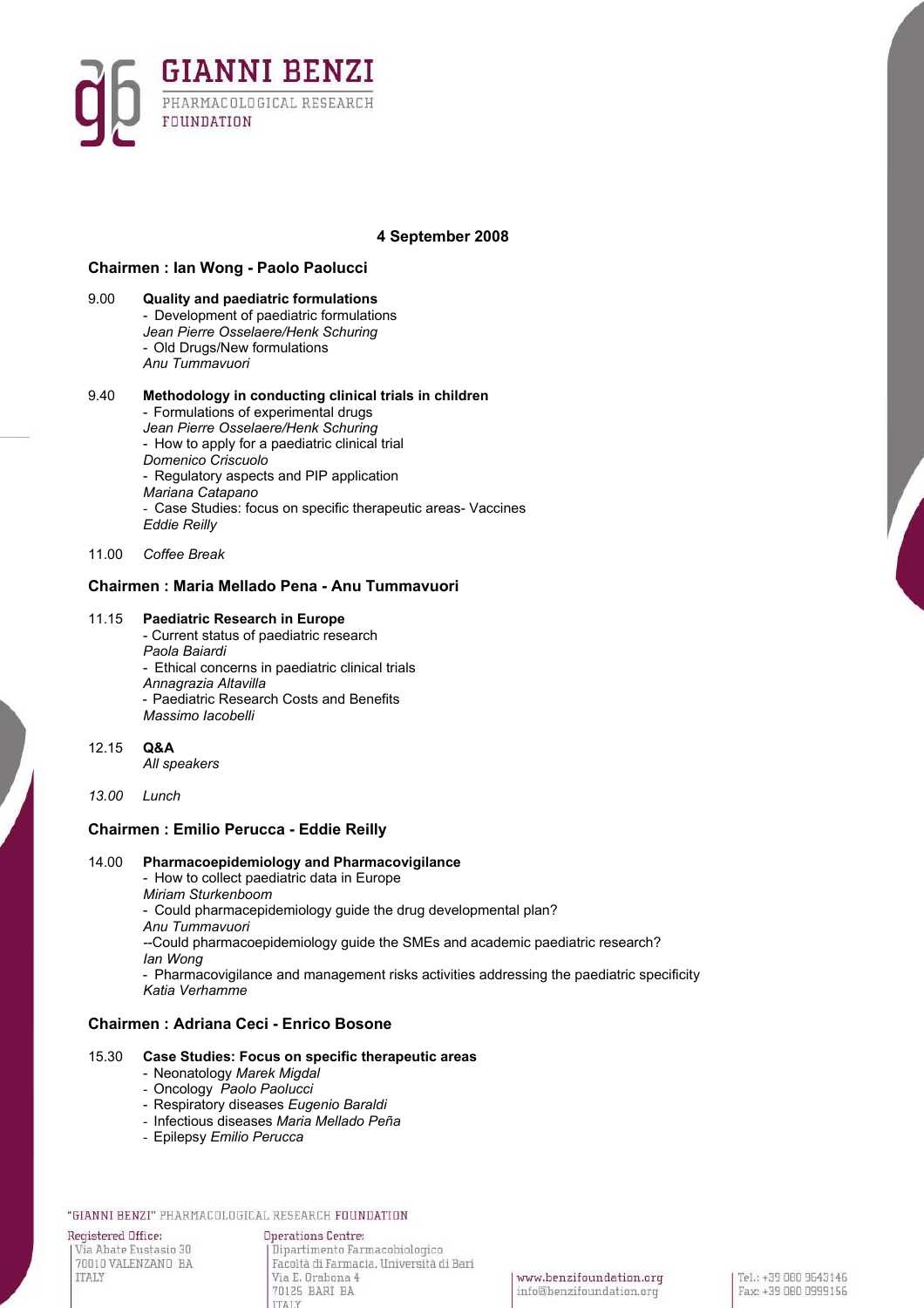**4 September 2008**

### Chairmen : Ian Wong - Paolo Paolucci

9.00 **Quality and paediatric formulations**
- Development of paediatric formulations
*Jean Pierre Osselaere/Henk Schuring*
- Old Drugs/New formulations
*Anu Tummavuori*

9.40 **Methodology in conducting clinical trials in children**
- Formulations of experimental drugs
*Jean Pierre Osselaere/Henk Schuring*
- How to apply for a paediatric clinical trial
*Domenico Criscuolo*
- Regulatory aspects and PIP application
*Mariana Catapano*
- Case Studies: focus on specific therapeutic areas- Vaccines
*Eddie Reilly*

11.00 *Coffee Break*

### Chairmen : Maria Mellado Pena - Anu Tummavuori

11.15 **Paediatric Research in Europe**
- Current status of paediatric research
*Paola Baiardi*
- Ethical concerns in paediatric clinical trials
*Annagrazia Altavilla*
- Paediatric Research Costs and Benefits
*Massimo Iacobelli*

12.15 **Q&A**
*All speakers*

*13.00 Lunch*

### Chairmen : Emilio Perucca - Eddie Reilly

14.00 **Pharmacoepidemiology and Pharmacovigilance**
- How to collect paediatric data in Europe
*Miriam Sturkenboom*
- Could pharmacepidemiology guide the drug developmental plan?
*Anu Tummavuori*
--Could pharmacoepidemiology guide the SMEs and academic paediatric research?
*Ian Wong*
- Pharmacovigilance and management risks activities addressing the paediatric specificity
*Katia Verhamme*

### Chairmen : Adriana Ceci - Enrico Bosone

15.30 **Case Studies: Focus on specific therapeutic areas**
- Neonatology *Marek Migdal*
- Oncology *Paolo Paolucci*
- Respiratory diseases *Eugenio Baraldi*
- Infectious diseases *Maria Mellado Peña*
- Epilepsy *Emilio Perucca*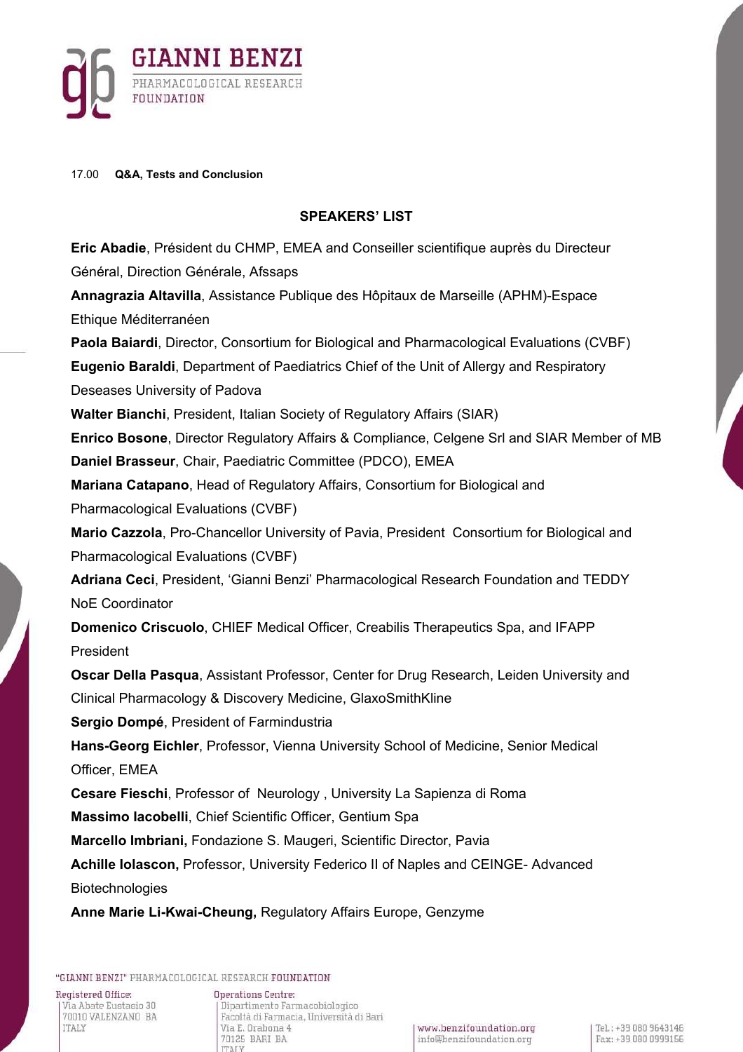17.00 **Q&A, Tests and Conclusion**

## SPEAKERS' LIST

**Eric Abadie**, Président du CHMP, EMEA and Conseiller scientifique auprès du Directeur Général, Direction Générale, Afssaps

**Annagrazia Altavilla**, Assistance Publique des Hôpitaux de Marseille (APHM)-Espace Ethique Méditerranéen

**Paola Baiardi**, Director, Consortium for Biological and Pharmacological Evaluations (CVBF)

**Eugenio Baraldi**, Department of Paediatrics Chief of the Unit of Allergy and Respiratory Deseases University of Padova

**Walter Bianchi**, President, Italian Society of Regulatory Affairs (SIAR)

**Enrico Bosone**, Director Regulatory Affairs & Compliance, Celgene Srl and SIAR Member of MB

**Daniel Brasseur**, Chair, Paediatric Committee (PDCO), EMEA

**Mariana Catapano**, Head of Regulatory Affairs, Consortium for Biological and Pharmacological Evaluations (CVBF)

**Mario Cazzola**, Pro-Chancellor University of Pavia, President Consortium for Biological and Pharmacological Evaluations (CVBF)

**Adriana Ceci**, President, 'Gianni Benzi' Pharmacological Research Foundation and TEDDY NoE Coordinator

**Domenico Criscuolo**, CHIEF Medical Officer, Creabilis Therapeutics Spa, and IFAPP President

**Oscar Della Pasqua**, Assistant Professor, Center for Drug Research, Leiden University and Clinical Pharmacology & Discovery Medicine, GlaxoSmithKline

**Sergio Dompé**, President of Farmindustria

**Hans-Georg Eichler**, Professor, Vienna University School of Medicine, Senior Medical Officer, EMEA

**Cesare Fieschi**, Professor of Neurology , University La Sapienza di Roma

**Massimo Iacobelli**, Chief Scientific Officer, Gentium Spa

**Marcello Imbriani,** Fondazione S. Maugeri, Scientific Director, Pavia

**Achille Iolascon,** Professor, University Federico II of Naples and CEINGE- Advanced Biotechnologies

**Anne Marie Li-Kwai-Cheung,** Regulatory Affairs Europe, Genzyme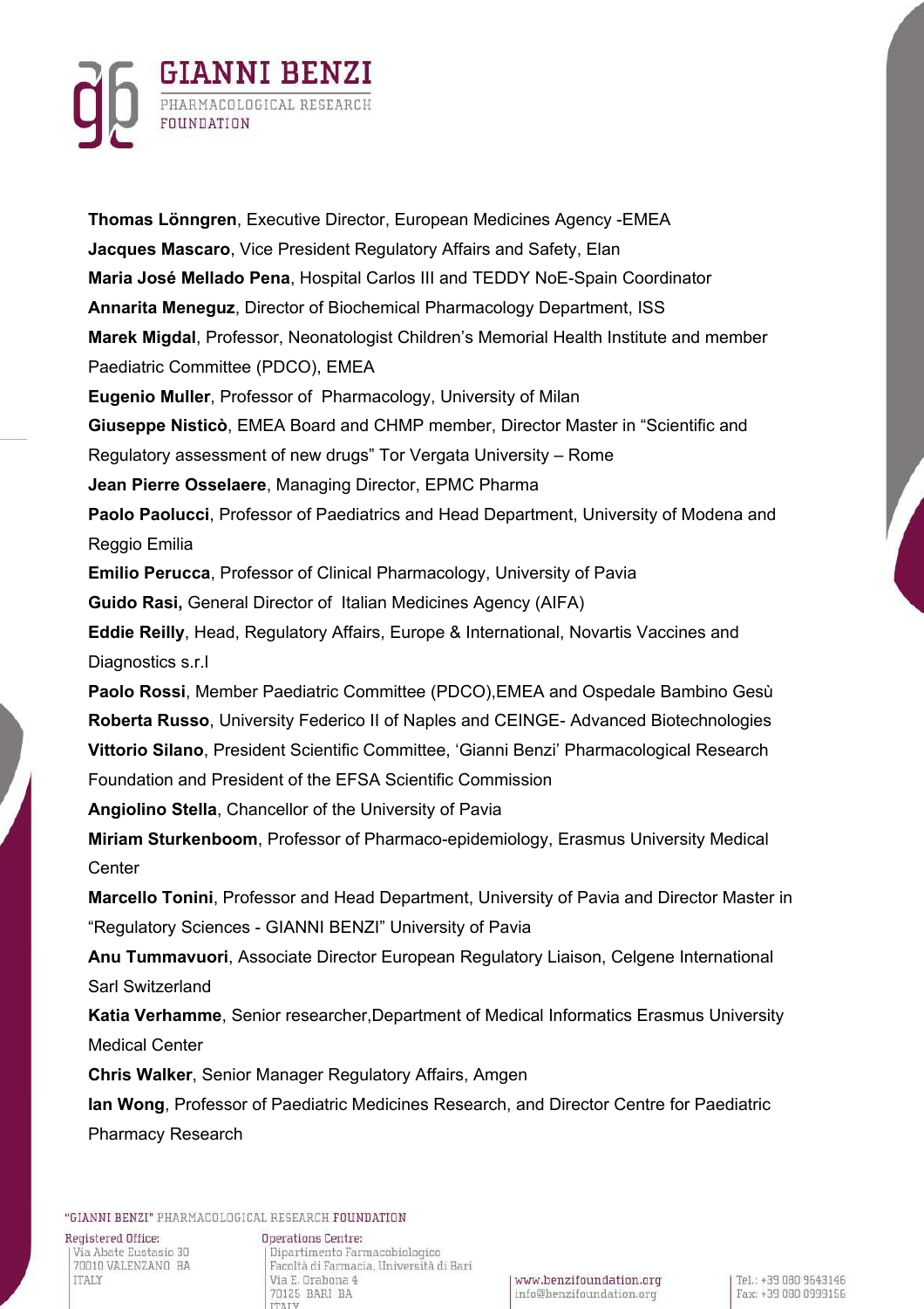**Thomas Lönngren**, Executive Director, European Medicines Agency -EMEA

**Jacques Mascaro**, Vice President Regulatory Affairs and Safety, Elan

**Maria José Mellado Pena**, Hospital Carlos III and TEDDY NoE-Spain Coordinator

**Annarita Meneguz**, Director of Biochemical Pharmacology Department, ISS

**Marek Migdal**, Professor, Neonatologist Children's Memorial Health Institute and member Paediatric Committee (PDCO), EMEA

**Eugenio Muller**, Professor of Pharmacology, University of Milan

**Giuseppe Nisticò**, EMEA Board and CHMP member, Director Master in "Scientific and Regulatory assessment of new drugs" Tor Vergata University – Rome

**Jean Pierre Osselaere**, Managing Director, EPMC Pharma

**Paolo Paolucci**, Professor of Paediatrics and Head Department, University of Modena and Reggio Emilia

**Emilio Perucca**, Professor of Clinical Pharmacology, University of Pavia

**Guido Rasi,** General Director of Italian Medicines Agency (AIFA)

**Eddie Reilly**, Head, Regulatory Affairs, Europe & International, Novartis Vaccines and Diagnostics s.r.l

**Paolo Rossi**, Member Paediatric Committee (PDCO),EMEA and Ospedale Bambino Gesù

**Roberta Russo**, University Federico II of Naples and CEINGE- Advanced Biotechnologies

**Vittorio Silano**, President Scientific Committee, 'Gianni Benzi' Pharmacological Research Foundation and President of the EFSA Scientific Commission

**Angiolino Stella**, Chancellor of the University of Pavia

**Miriam Sturkenboom**, Professor of Pharmaco-epidemiology, Erasmus University Medical Center

**Marcello Tonini**, Professor and Head Department, University of Pavia and Director Master in "Regulatory Sciences - GIANNI BENZI" University of Pavia

**Anu Tummavuori**, Associate Director European Regulatory Liaison, Celgene International Sarl Switzerland

**Katia Verhamme**, Senior researcher,Department of Medical Informatics Erasmus University Medical Center

**Chris Walker**, Senior Manager Regulatory Affairs, Amgen

**Ian Wong**, Professor of Paediatric Medicines Research, and Director Centre for Paediatric Pharmacy Research